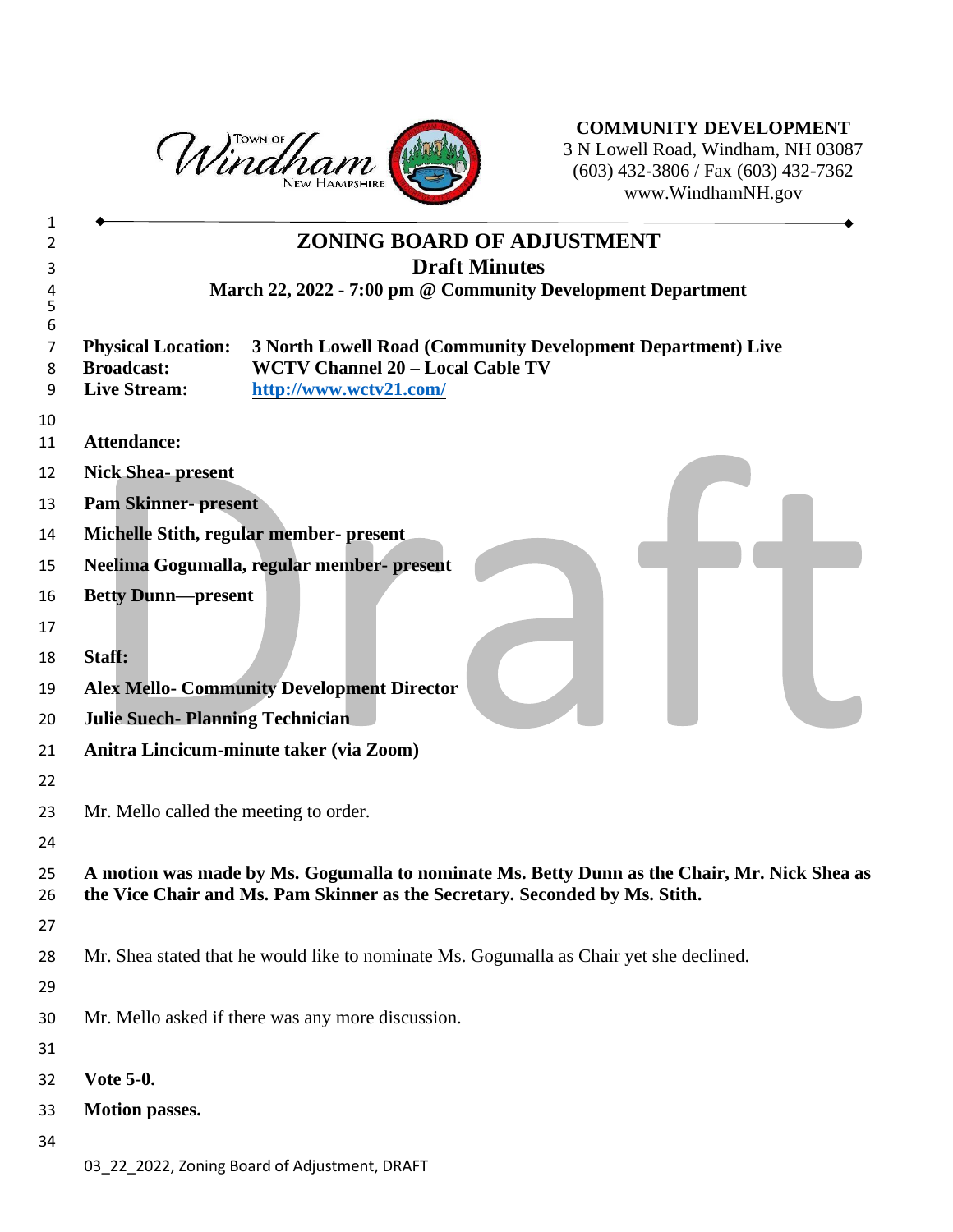**COMMUNITY DEVELOPMENT**
3 N Lowell Road, Windham, NH 03087
(603) 432-3806 / Fax (603) 432-7362
www.WindhamNH.gov

# ZONING BOARD OF ADJUSTMENT

## Draft Minutes

**March 22, 2022 - 7:00 pm @ Community Development Department**

**Physical Location:** **3 North Lowell Road (Community Development Department) Live**
**Broadcast:** **WCTV Channel 20 – Local Cable TV**
**Live Stream:** **http://www.wctv21.com/**

**Attendance:**

**Nick Shea- present**

**Pam Skinner- present**

**Michelle Stith, regular member- present**

**Neelima Gogumalla, regular member- present**

**Betty Dunn—present**

**Staff:**

**Alex Mello- Community Development Director**

**Julie Suech- Planning Technician**

**Anitra Lincicum-minute taker (via Zoom)**

Mr. Mello called the meeting to order.

**A motion was made by Ms. Gogumalla to nominate Ms. Betty Dunn as the Chair, Mr. Nick Shea as the Vice Chair and Ms. Pam Skinner as the Secretary. Seconded by Ms. Stith.**

Mr. Shea stated that he would like to nominate Ms. Gogumalla as Chair yet she declined.

Mr. Mello asked if there was any more discussion.

**Vote 5-0.**

**Motion passes.**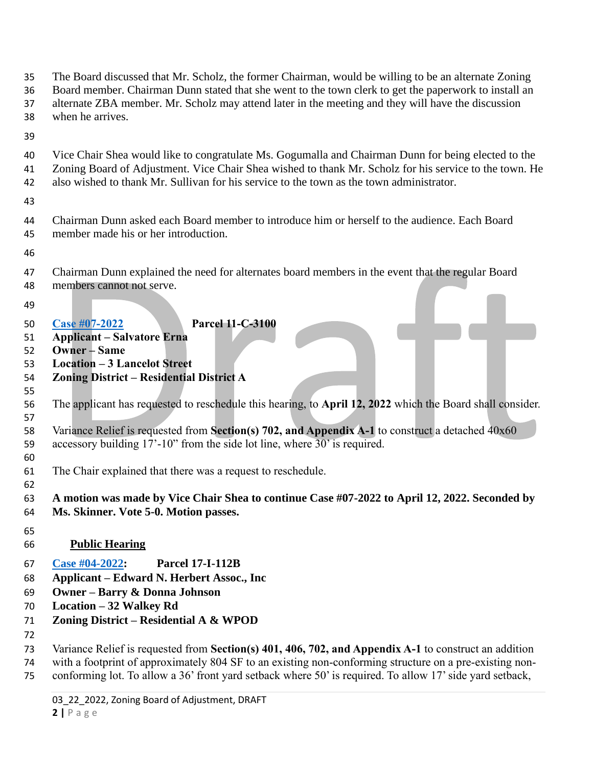The Board discussed that Mr. Scholz, the former Chairman, would be willing to be an alternate Zoning Board member. Chairman Dunn stated that she went to the town clerk to get the paperwork to install an alternate ZBA member. Mr. Scholz may attend later in the meeting and they will have the discussion when he arrives.

Vice Chair Shea would like to congratulate Ms. Gogumalla and Chairman Dunn for being elected to the Zoning Board of Adjustment. Vice Chair Shea wished to thank Mr. Scholz for his service to the town. He also wished to thank Mr. Sullivan for his service to the town as the town administrator.

Chairman Dunn asked each Board member to introduce him or herself to the audience. Each Board member made his or her introduction.

Chairman Dunn explained the need for alternates board members in the event that the regular Board members cannot not serve.

**Case #07-2022** **Parcel 11-C-3100**
**Applicant – Salvatore Erna**
**Owner – Same**
**Location – 3 Lancelot Street**
**Zoning District – Residential District A**

The applicant has requested to reschedule this hearing, to **April 12, 2022** which the Board shall consider.

Variance Relief is requested from **Section(s) 702, and Appendix A-1** to construct a detached 40x60 accessory building 17'-10" from the side lot line, where 30' is required.

The Chair explained that there was a request to reschedule.

**A motion was made by Vice Chair Shea to continue Case #07-2022 to April 12, 2022. Seconded by Ms. Skinner. Vote 5-0. Motion passes.**

## Public Hearing

**Case #04-2022:** **Parcel 17-I-112B**
**Applicant – Edward N. Herbert Assoc., Inc**
**Owner – Barry & Donna Johnson**
**Location – 32 Walkey Rd**
**Zoning District – Residential A & WPOD**

Variance Relief is requested from **Section(s) 401, 406, 702, and Appendix A-1** to construct an addition with a footprint of approximately 804 SF to an existing non-conforming structure on a pre-existing non-conforming lot. To allow a 36' front yard setback where 50' is required. To allow 17' side yard setback,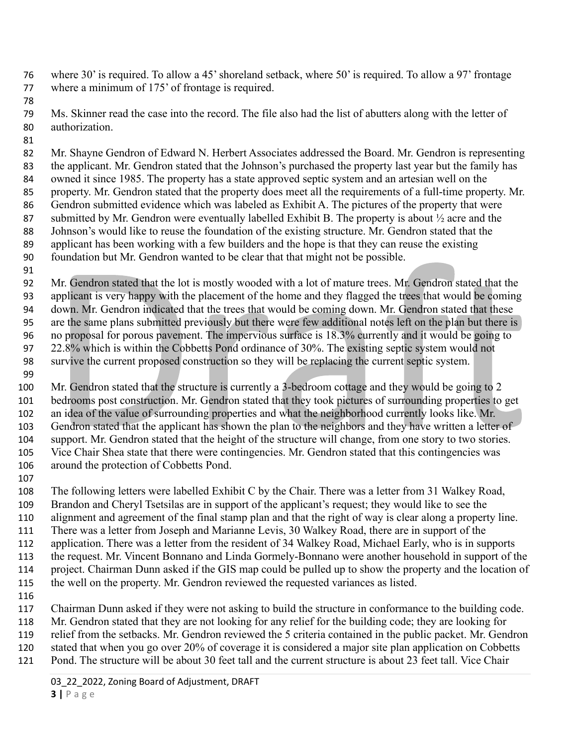where 30' is required. To allow a 45' shoreland setback, where 50' is required. To allow a 97' frontage where a minimum of 175' of frontage is required.

Ms. Skinner read the case into the record. The file also had the list of abutters along with the letter of authorization.

Mr. Shayne Gendron of Edward N. Herbert Associates addressed the Board. Mr. Gendron is representing the applicant. Mr. Gendron stated that the Johnson's purchased the property last year but the family has owned it since 1985. The property has a state approved septic system and an artesian well on the property. Mr. Gendron stated that the property does meet all the requirements of a full-time property. Mr. Gendron submitted evidence which was labeled as Exhibit A. The pictures of the property that were submitted by Mr. Gendron were eventually labelled Exhibit B. The property is about ½ acre and the Johnson's would like to reuse the foundation of the existing structure. Mr. Gendron stated that the applicant has been working with a few builders and the hope is that they can reuse the existing foundation but Mr. Gendron wanted to be clear that that might not be possible.

Mr. Gendron stated that the lot is mostly wooded with a lot of mature trees. Mr. Gendron stated that the applicant is very happy with the placement of the home and they flagged the trees that would be coming down. Mr. Gendron indicated that the trees that would be coming down. Mr. Gendron stated that these are the same plans submitted previously but there were few additional notes left on the plan but there is no proposal for porous pavement. The impervious surface is 18.3% currently and it would be going to 22.8% which is within the Cobbetts Pond ordinance of 30%. The existing septic system would not survive the current proposed construction so they will be replacing the current septic system.

Mr. Gendron stated that the structure is currently a 3-bedroom cottage and they would be going to 2 bedrooms post construction. Mr. Gendron stated that they took pictures of surrounding properties to get an idea of the value of surrounding properties and what the neighborhood currently looks like. Mr. Gendron stated that the applicant has shown the plan to the neighbors and they have written a letter of support. Mr. Gendron stated that the height of the structure will change, from one story to two stories. Vice Chair Shea state that there were contingencies. Mr. Gendron stated that this contingencies was around the protection of Cobbetts Pond.

The following letters were labelled Exhibit C by the Chair. There was a letter from 31 Walkey Road, Brandon and Cheryl Tsetsilas are in support of the applicant's request; they would like to see the alignment and agreement of the final stamp plan and that the right of way is clear along a property line. There was a letter from Joseph and Marianne Levis, 30 Walkey Road, there are in support of the application. There was a letter from the resident of 34 Walkey Road, Michael Early, who is in supports the request. Mr. Vincent Bonnano and Linda Gormely-Bonnano were another household in support of the project. Chairman Dunn asked if the GIS map could be pulled up to show the property and the location of the well on the property. Mr. Gendron reviewed the requested variances as listed.

Chairman Dunn asked if they were not asking to build the structure in conformance to the building code. Mr. Gendron stated that they are not looking for any relief for the building code; they are looking for relief from the setbacks. Mr. Gendron reviewed the 5 criteria contained in the public packet. Mr. Gendron stated that when you go over 20% of coverage it is considered a major site plan application on Cobbetts Pond. The structure will be about 30 feet tall and the current structure is about 23 feet tall. Vice Chair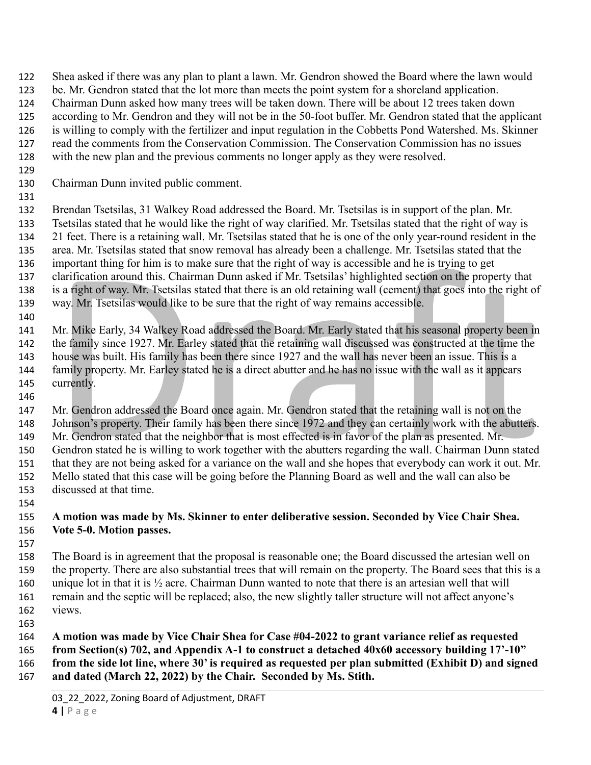Shea asked if there was any plan to plant a lawn. Mr. Gendron showed the Board where the lawn would be. Mr. Gendron stated that the lot more than meets the point system for a shoreland application. Chairman Dunn asked how many trees will be taken down. There will be about 12 trees taken down according to Mr. Gendron and they will not be in the 50-foot buffer. Mr. Gendron stated that the applicant is willing to comply with the fertilizer and input regulation in the Cobbetts Pond Watershed. Ms. Skinner read the comments from the Conservation Commission. The Conservation Commission has no issues with the new plan and the previous comments no longer apply as they were resolved.

Chairman Dunn invited public comment.

Brendan Tsetsilas, 31 Walkey Road addressed the Board. Mr. Tsetsilas is in support of the plan. Mr. Tsetsilas stated that he would like the right of way clarified. Mr. Tsetsilas stated that the right of way is 21 feet. There is a retaining wall. Mr. Tsetsilas stated that he is one of the only year-round resident in the area. Mr. Tsetsilas stated that snow removal has already been a challenge. Mr. Tsetsilas stated that the important thing for him is to make sure that the right of way is accessible and he is trying to get clarification around this. Chairman Dunn asked if Mr. Tsetsilas' highlighted section on the property that is a right of way. Mr. Tsetsilas stated that there is an old retaining wall (cement) that goes into the right of way. Mr. Tsetsilas would like to be sure that the right of way remains accessible.

Mr. Mike Early, 34 Walkey Road addressed the Board. Mr. Early stated that his seasonal property been in the family since 1927. Mr. Earley stated that the retaining wall discussed was constructed at the time the house was built. His family has been there since 1927 and the wall has never been an issue. This is a family property. Mr. Earley stated he is a direct abutter and he has no issue with the wall as it appears currently.

Mr. Gendron addressed the Board once again. Mr. Gendron stated that the retaining wall is not on the Johnson's property. Their family has been there since 1972 and they can certainly work with the abutters. Mr. Gendron stated that the neighbor that is most effected is in favor of the plan as presented. Mr. Gendron stated he is willing to work together with the abutters regarding the wall. Chairman Dunn stated that they are not being asked for a variance on the wall and she hopes that everybody can work it out. Mr. Mello stated that this case will be going before the Planning Board as well and the wall can also be discussed at that time.

**A motion was made by Ms. Skinner to enter deliberative session. Seconded by Vice Chair Shea. Vote 5-0. Motion passes.**

The Board is in agreement that the proposal is reasonable one; the Board discussed the artesian well on the property. There are also substantial trees that will remain on the property. The Board sees that this is a unique lot in that it is ½ acre. Chairman Dunn wanted to note that there is an artesian well that will remain and the septic will be replaced; also, the new slightly taller structure will not affect anyone's views.

**A motion was made by Vice Chair Shea for Case #04-2022 to grant variance relief as requested from Section(s) 702, and Appendix A-1 to construct a detached 40x60 accessory building 17'-10" from the side lot line, where 30' is required as requested per plan submitted (Exhibit D) and signed and dated (March 22, 2022) by the Chair. Seconded by Ms. Stith.**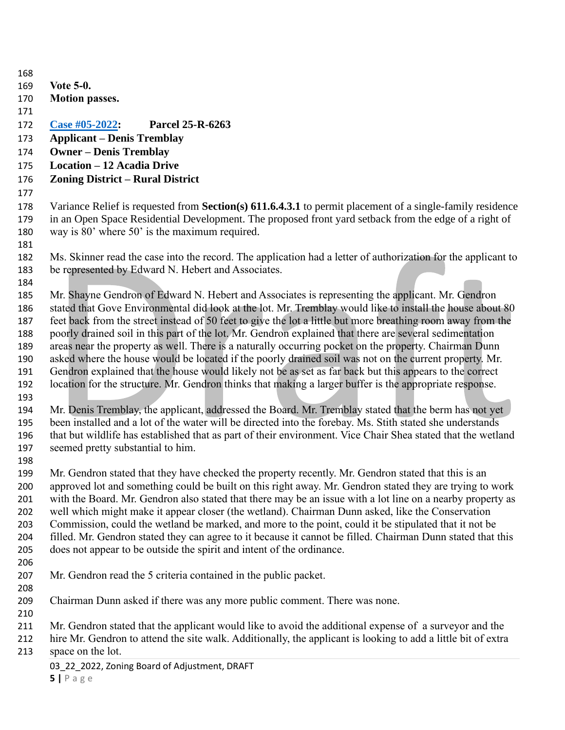**Vote 5-0.**
**Motion passes.**

**Case #05-2022: Parcel 25-R-6263**
**Applicant – Denis Tremblay**
**Owner – Denis Tremblay**
**Location – 12 Acadia Drive**
**Zoning District – Rural District**

Variance Relief is requested from **Section(s) 611.6.4.3.1** to permit placement of a single-family residence in an Open Space Residential Development. The proposed front yard setback from the edge of a right of way is 80' where 50' is the maximum required.

Ms. Skinner read the case into the record. The application had a letter of authorization for the applicant to be represented by Edward N. Hebert and Associates.

Mr. Shayne Gendron of Edward N. Hebert and Associates is representing the applicant. Mr. Gendron stated that Gove Environmental did look at the lot. Mr. Tremblay would like to install the house about 80 feet back from the street instead of 50 feet to give the lot a little but more breathing room away from the poorly drained soil in this part of the lot. Mr. Gendron explained that there are several sedimentation areas near the property as well. There is a naturally occurring pocket on the property. Chairman Dunn asked where the house would be located if the poorly drained soil was not on the current property. Mr. Gendron explained that the house would likely not be as set as far back but this appears to the correct location for the structure. Mr. Gendron thinks that making a larger buffer is the appropriate response.

Mr. Denis Tremblay, the applicant, addressed the Board. Mr. Tremblay stated that the berm has not yet been installed and a lot of the water will be directed into the forebay. Ms. Stith stated she understands that but wildlife has established that as part of their environment. Vice Chair Shea stated that the wetland seemed pretty substantial to him.

Mr. Gendron stated that they have checked the property recently. Mr. Gendron stated that this is an approved lot and something could be built on this right away. Mr. Gendron stated they are trying to work with the Board. Mr. Gendron also stated that there may be an issue with a lot line on a nearby property as well which might make it appear closer (the wetland). Chairman Dunn asked, like the Conservation Commission, could the wetland be marked, and more to the point, could it be stipulated that it not be filled. Mr. Gendron stated they can agree to it because it cannot be filled. Chairman Dunn stated that this does not appear to be outside the spirit and intent of the ordinance.

Mr. Gendron read the 5 criteria contained in the public packet.

Chairman Dunn asked if there was any more public comment. There was none.

Mr. Gendron stated that the applicant would like to avoid the additional expense of a surveyor and the hire Mr. Gendron to attend the site walk. Additionally, the applicant is looking to add a little bit of extra space on the lot.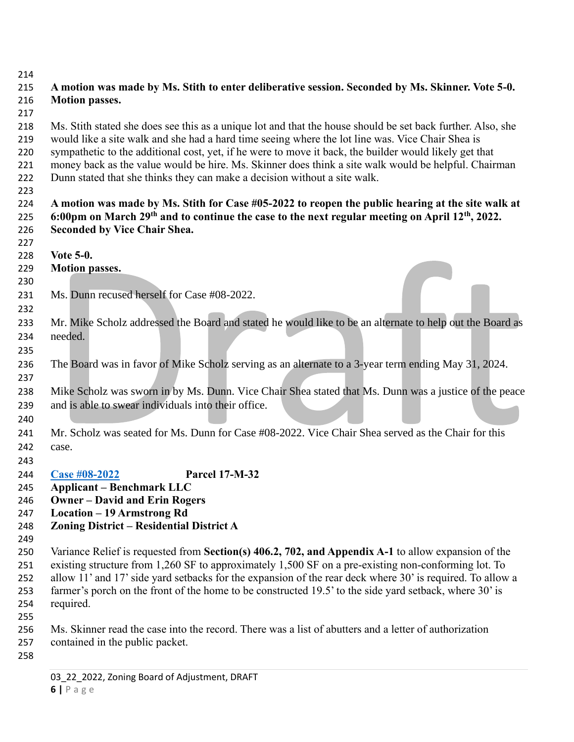**A motion was made by Ms. Stith to enter deliberative session. Seconded by Ms. Skinner. Vote 5-0. Motion passes.**

Ms. Stith stated she does see this as a unique lot and that the house should be set back further. Also, she would like a site walk and she had a hard time seeing where the lot line was. Vice Chair Shea is sympathetic to the additional cost, yet, if he were to move it back, the builder would likely get that money back as the value would be hire. Ms. Skinner does think a site walk would be helpful. Chairman Dunn stated that she thinks they can make a decision without a site walk.

**A motion was made by Ms. Stith for Case #05-2022 to reopen the public hearing at the site walk at 6:00pm on March 29th and to continue the case to the next regular meeting on April 12th, 2022. Seconded by Vice Chair Shea.**

**Vote 5-0.**
**Motion passes.**

Ms. Dunn recused herself for Case #08-2022.

Mr. Mike Scholz addressed the Board and stated he would like to be an alternate to help out the Board as needed.

The Board was in favor of Mike Scholz serving as an alternate to a 3-year term ending May 31, 2024.

Mike Scholz was sworn in by Ms. Dunn. Vice Chair Shea stated that Ms. Dunn was a justice of the peace and is able to swear individuals into their office.

Mr. Scholz was seated for Ms. Dunn for Case #08-2022. Vice Chair Shea served as the Chair for this case.

**Case #08-2022** **Parcel 17-M-32**
**Applicant – Benchmark LLC**
**Owner – David and Erin Rogers**
**Location – 19 Armstrong Rd**
**Zoning District – Residential District A**

Variance Relief is requested from **Section(s) 406.2, 702, and Appendix A-1** to allow expansion of the existing structure from 1,260 SF to approximately 1,500 SF on a pre-existing non-conforming lot. To allow 11' and 17' side yard setbacks for the expansion of the rear deck where 30' is required. To allow a farmer's porch on the front of the home to be constructed 19.5' to the side yard setback, where 30' is required.

Ms. Skinner read the case into the record. There was a list of abutters and a letter of authorization contained in the public packet.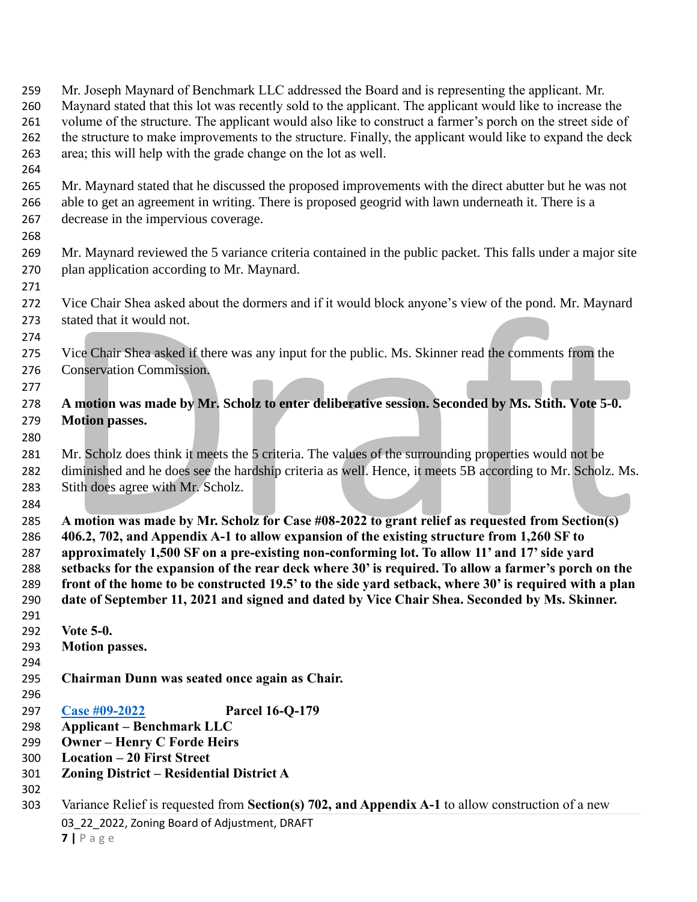Mr. Joseph Maynard of Benchmark LLC addressed the Board and is representing the applicant. Mr. Maynard stated that this lot was recently sold to the applicant. The applicant would like to increase the volume of the structure. The applicant would also like to construct a farmer's porch on the street side of the structure to make improvements to the structure. Finally, the applicant would like to expand the deck area; this will help with the grade change on the lot as well.

Mr. Maynard stated that he discussed the proposed improvements with the direct abutter but he was not able to get an agreement in writing. There is proposed geogrid with lawn underneath it. There is a decrease in the impervious coverage.

Mr. Maynard reviewed the 5 variance criteria contained in the public packet. This falls under a major site plan application according to Mr. Maynard.

Vice Chair Shea asked about the dormers and if it would block anyone's view of the pond. Mr. Maynard stated that it would not.

Vice Chair Shea asked if there was any input for the public. Ms. Skinner read the comments from the Conservation Commission.

**A motion was made by Mr. Scholz to enter deliberative session. Seconded by Ms. Stith. Vote 5-0. Motion passes.**

Mr. Scholz does think it meets the 5 criteria. The values of the surrounding properties would not be diminished and he does see the hardship criteria as well. Hence, it meets 5B according to Mr. Scholz. Ms. Stith does agree with Mr. Scholz.

**A motion was made by Mr. Scholz for Case #08-2022 to grant relief as requested from Section(s) 406.2, 702, and Appendix A-1 to allow expansion of the existing structure from 1,260 SF to approximately 1,500 SF on a pre-existing non-conforming lot. To allow 11' and 17' side yard setbacks for the expansion of the rear deck where 30' is required. To allow a farmer's porch on the front of the home to be constructed 19.5' to the side yard setback, where 30' is required with a plan date of September 11, 2021 and signed and dated by Vice Chair Shea. Seconded by Ms. Skinner.**

**Vote 5-0.**
**Motion passes.**

**Chairman Dunn was seated once again as Chair.**

**Case #09-2022** **Parcel 16-Q-179**
**Applicant – Benchmark LLC**
**Owner – Henry C Forde Heirs**
**Location – 20 First Street**
**Zoning District – Residential District A**

Variance Relief is requested from **Section(s) 702, and Appendix A-1** to allow construction of a new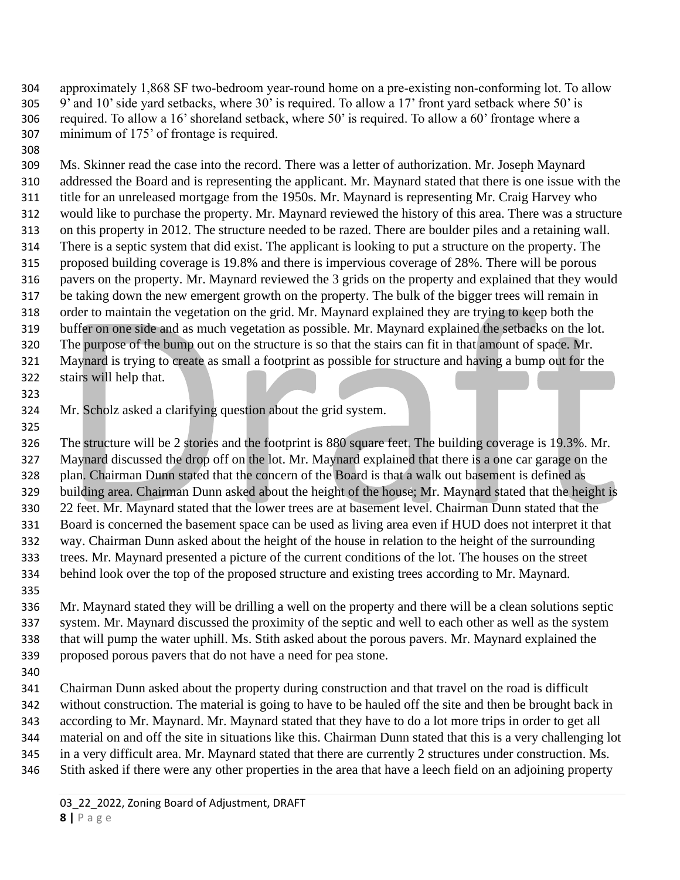approximately 1,868 SF two-bedroom year-round home on a pre-existing non-conforming lot. To allow 9' and 10' side yard setbacks, where 30' is required. To allow a 17' front yard setback where 50' is required. To allow a 16' shoreland setback, where 50' is required. To allow a 60' frontage where a minimum of 175' of frontage is required.

Ms. Skinner read the case into the record. There was a letter of authorization. Mr. Joseph Maynard addressed the Board and is representing the applicant. Mr. Maynard stated that there is one issue with the title for an unreleased mortgage from the 1950s. Mr. Maynard is representing Mr. Craig Harvey who would like to purchase the property. Mr. Maynard reviewed the history of this area. There was a structure on this property in 2012. The structure needed to be razed. There are boulder piles and a retaining wall. There is a septic system that did exist. The applicant is looking to put a structure on the property. The proposed building coverage is 19.8% and there is impervious coverage of 28%. There will be porous pavers on the property. Mr. Maynard reviewed the 3 grids on the property and explained that they would be taking down the new emergent growth on the property. The bulk of the bigger trees will remain in order to maintain the vegetation on the grid. Mr. Maynard explained they are trying to keep both the buffer on one side and as much vegetation as possible. Mr. Maynard explained the setbacks on the lot. The purpose of the bump out on the structure is so that the stairs can fit in that amount of space. Mr. Maynard is trying to create as small a footprint as possible for structure and having a bump out for the stairs will help that.

Mr. Scholz asked a clarifying question about the grid system.

The structure will be 2 stories and the footprint is 880 square feet. The building coverage is 19.3%. Mr. Maynard discussed the drop off on the lot. Mr. Maynard explained that there is a one car garage on the plan. Chairman Dunn stated that the concern of the Board is that a walk out basement is defined as building area. Chairman Dunn asked about the height of the house; Mr. Maynard stated that the height is 22 feet. Mr. Maynard stated that the lower trees are at basement level. Chairman Dunn stated that the Board is concerned the basement space can be used as living area even if HUD does not interpret it that way. Chairman Dunn asked about the height of the house in relation to the height of the surrounding trees. Mr. Maynard presented a picture of the current conditions of the lot. The houses on the street behind look over the top of the proposed structure and existing trees according to Mr. Maynard.

Mr. Maynard stated they will be drilling a well on the property and there will be a clean solutions septic system. Mr. Maynard discussed the proximity of the septic and well to each other as well as the system that will pump the water uphill. Ms. Stith asked about the porous pavers. Mr. Maynard explained the proposed porous pavers that do not have a need for pea stone.

Chairman Dunn asked about the property during construction and that travel on the road is difficult without construction. The material is going to have to be hauled off the site and then be brought back in according to Mr. Maynard. Mr. Maynard stated that they have to do a lot more trips in order to get all material on and off the site in situations like this. Chairman Dunn stated that this is a very challenging lot in a very difficult area. Mr. Maynard stated that there are currently 2 structures under construction. Ms. Stith asked if there were any other properties in the area that have a leech field on an adjoining property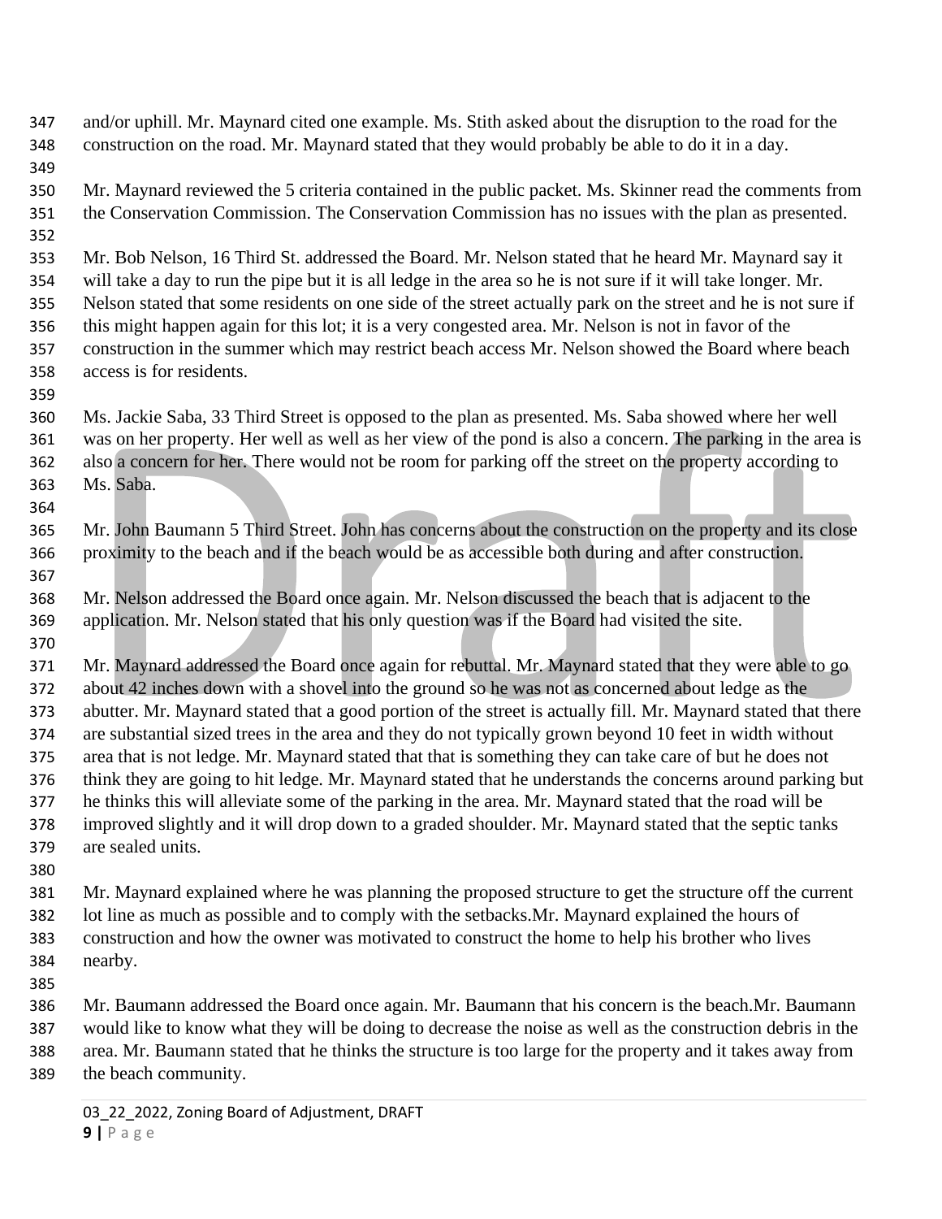and/or uphill. Mr. Maynard cited one example. Ms. Stith asked about the disruption to the road for the construction on the road. Mr. Maynard stated that they would probably be able to do it in a day.

Mr. Maynard reviewed the 5 criteria contained in the public packet. Ms. Skinner read the comments from the Conservation Commission. The Conservation Commission has no issues with the plan as presented.

Mr. Bob Nelson, 16 Third St. addressed the Board. Mr. Nelson stated that he heard Mr. Maynard say it will take a day to run the pipe but it is all ledge in the area so he is not sure if it will take longer. Mr. Nelson stated that some residents on one side of the street actually park on the street and he is not sure if this might happen again for this lot; it is a very congested area. Mr. Nelson is not in favor of the construction in the summer which may restrict beach access Mr. Nelson showed the Board where beach access is for residents.

Ms. Jackie Saba, 33 Third Street is opposed to the plan as presented. Ms. Saba showed where her well was on her property. Her well as well as her view of the pond is also a concern. The parking in the area is also a concern for her. There would not be room for parking off the street on the property according to Ms. Saba.

Mr. John Baumann 5 Third Street. John has concerns about the construction on the property and its close proximity to the beach and if the beach would be as accessible both during and after construction.

Mr. Nelson addressed the Board once again. Mr. Nelson discussed the beach that is adjacent to the application. Mr. Nelson stated that his only question was if the Board had visited the site.

Mr. Maynard addressed the Board once again for rebuttal. Mr. Maynard stated that they were able to go about 42 inches down with a shovel into the ground so he was not as concerned about ledge as the abutter. Mr. Maynard stated that a good portion of the street is actually fill. Mr. Maynard stated that there are substantial sized trees in the area and they do not typically grown beyond 10 feet in width without area that is not ledge. Mr. Maynard stated that that is something they can take care of but he does not think they are going to hit ledge. Mr. Maynard stated that he understands the concerns around parking but he thinks this will alleviate some of the parking in the area. Mr. Maynard stated that the road will be improved slightly and it will drop down to a graded shoulder. Mr. Maynard stated that the septic tanks are sealed units.

Mr. Maynard explained where he was planning the proposed structure to get the structure off the current lot line as much as possible and to comply with the setbacks.Mr. Maynard explained the hours of construction and how the owner was motivated to construct the home to help his brother who lives nearby.

Mr. Baumann addressed the Board once again. Mr. Baumann that his concern is the beach.Mr. Baumann would like to know what they will be doing to decrease the noise as well as the construction debris in the area. Mr. Baumann stated that he thinks the structure is too large for the property and it takes away from the beach community.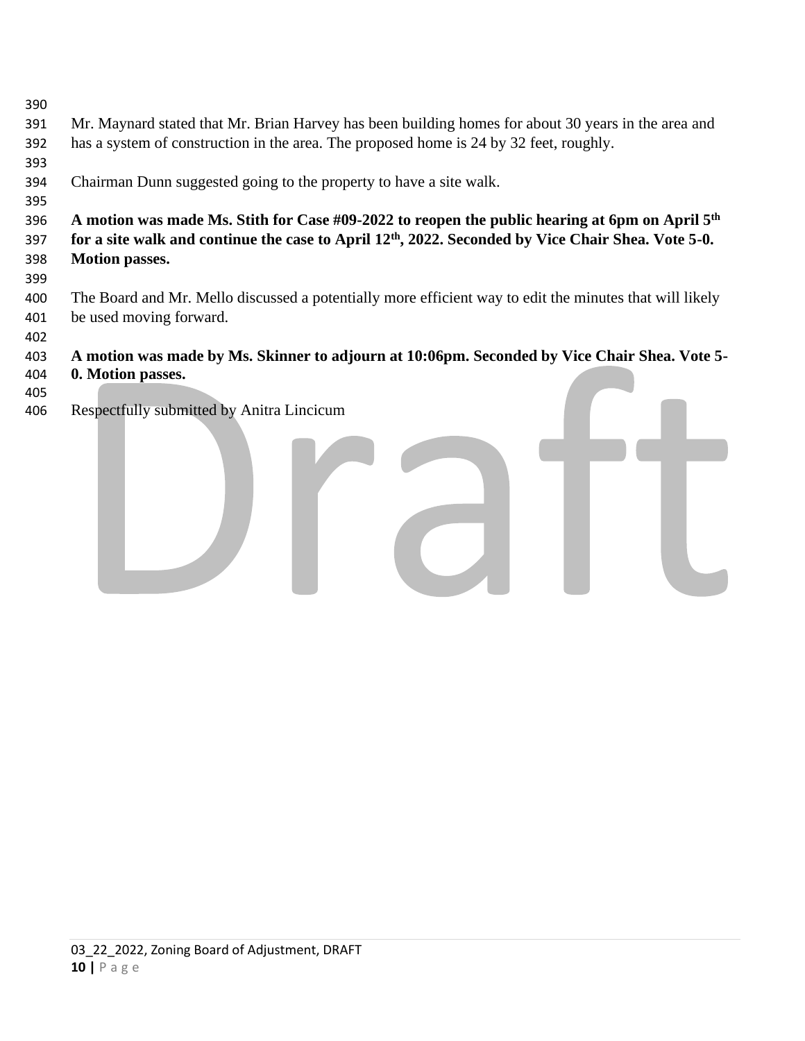Mr. Maynard stated that Mr. Brian Harvey has been building homes for about 30 years in the area and has a system of construction in the area. The proposed home is 24 by 32 feet, roughly.

Chairman Dunn suggested going to the property to have a site walk.

**A motion was made Ms. Stith for Case #09-2022 to reopen the public hearing at 6pm on April 5th for a site walk and continue the case to April 12th, 2022. Seconded by Vice Chair Shea. Vote 5-0. Motion passes.**

The Board and Mr. Mello discussed a potentially more efficient way to edit the minutes that will likely be used moving forward.

**A motion was made by Ms. Skinner to adjourn at 10:06pm. Seconded by Vice Chair Shea. Vote 5-0. Motion passes.**

Respectfully submitted by Anitra Lincicum